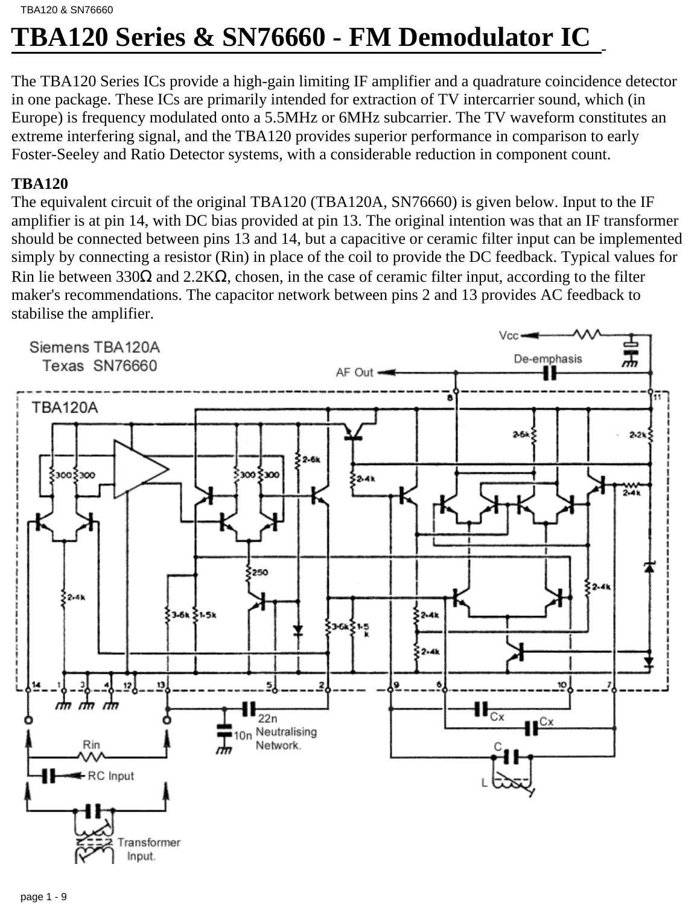# TBA120 Series & SN76660 - FM Demodulator IC

The TBA120 Series ICs provide a high-gain limiting IF amplifier and a quadrature coincidence detector in one package. These ICs are primarily intended for extraction of TV intercarrier sound, which (in Europe) is frequency modulated onto a 5.5MHz or 6MHz subcarrier. The TV waveform constitutes an extreme interfering signal, and the TBA120 provides superior performance in comparison to early Foster-Seeley and Ratio Detector systems, with a considerable reduction in component count.

**TBA120**

The equivalent circuit of the original TBA120 (TBA120A, SN76660) is given below. Input to the IF amplifier is at pin 14, with DC bias provided at pin 13. The original intention was that an IF transformer should be connected between pins 13 and 14, but a capacitive or ceramic filter input can be implemented simply by connecting a resistor (Rin) in place of the coil to provide the DC feedback. Typical values for Rin lie between 330Ω and 2.2KΩ, chosen, in the case of ceramic filter input, according to the filter maker's recommendations. The capacitor network between pins 2 and 13 provides AC feedback to stabilise the amplifier.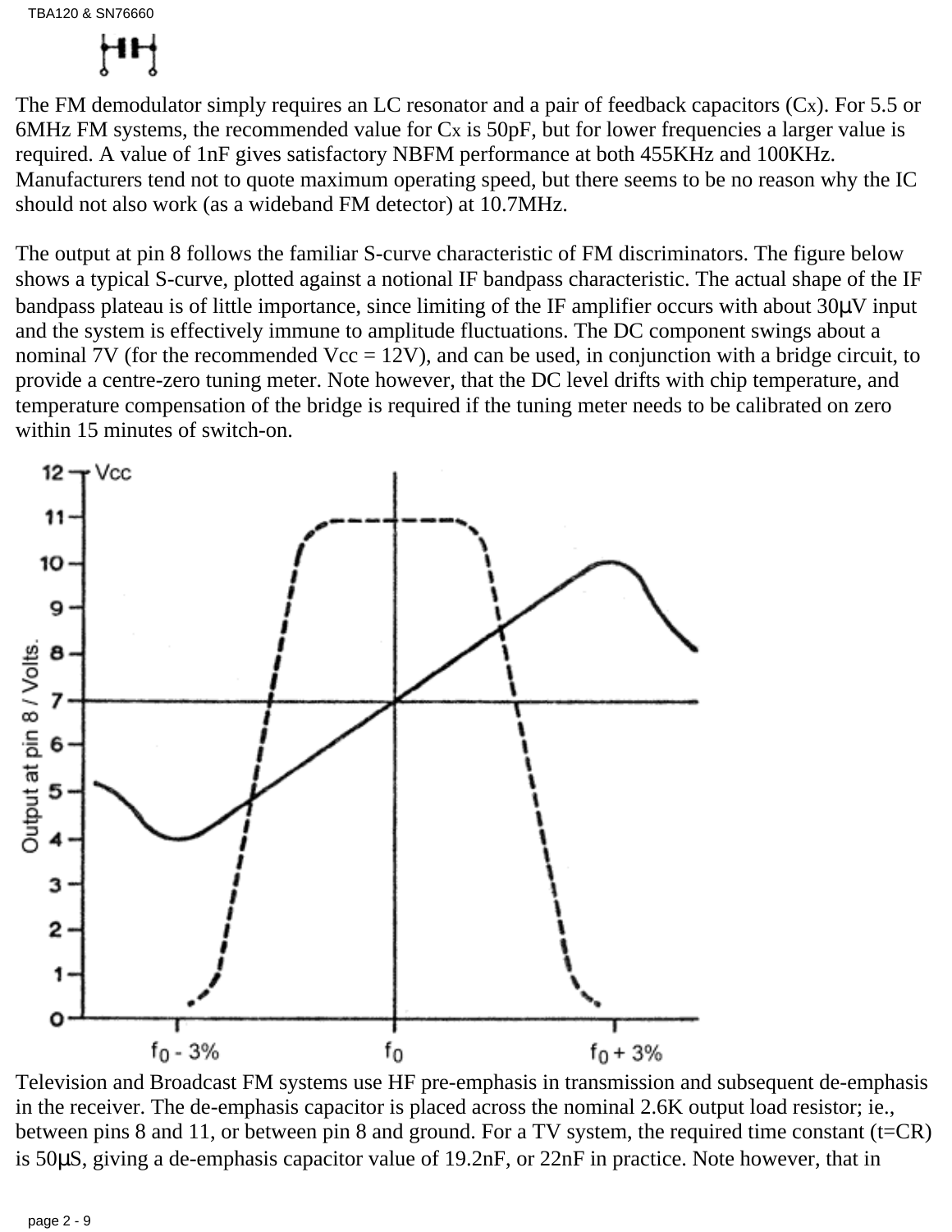The FM demodulator simply requires an LC resonator and a pair of feedback capacitors ($C_X$). For 5.5 or 6MHz FM systems, the recommended value for $C_X$ is 50pF, but for lower frequencies a larger value is required. A value of 1nF gives satisfactory NBFM performance at both 455KHz and 100KHz. Manufacturers tend not to quote maximum operating speed, but there seems to be no reason why the IC should not also work (as a wideband FM detector) at 10.7MHz.

The output at pin 8 follows the familiar S-curve characteristic of FM discriminators. The figure below shows a typical S-curve, plotted against a notional IF bandpass characteristic. The actual shape of the IF bandpass plateau is of little importance, since limiting of the IF amplifier occurs with about 30μV input and the system is effectively immune to amplitude fluctuations. The DC component swings about a nominal 7V (for the recommended Vcc = 12V), and can be used, in conjunction with a bridge circuit, to provide a centre-zero tuning meter. Note however, that the DC level drifts with chip temperature, and temperature compensation of the bridge is required if the tuning meter needs to be calibrated on zero within 15 minutes of switch-on.

Television and Broadcast FM systems use HF pre-emphasis in transmission and subsequent de-emphasis in the receiver. The de-emphasis capacitor is placed across the nominal 2.6K output load resistor; ie., between pins 8 and 11, or between pin 8 and ground. For a TV system, the required time constant (t=CR) is 50μS, giving a de-emphasis capacitor value of 19.2nF, or 22nF in practice. Note however, that in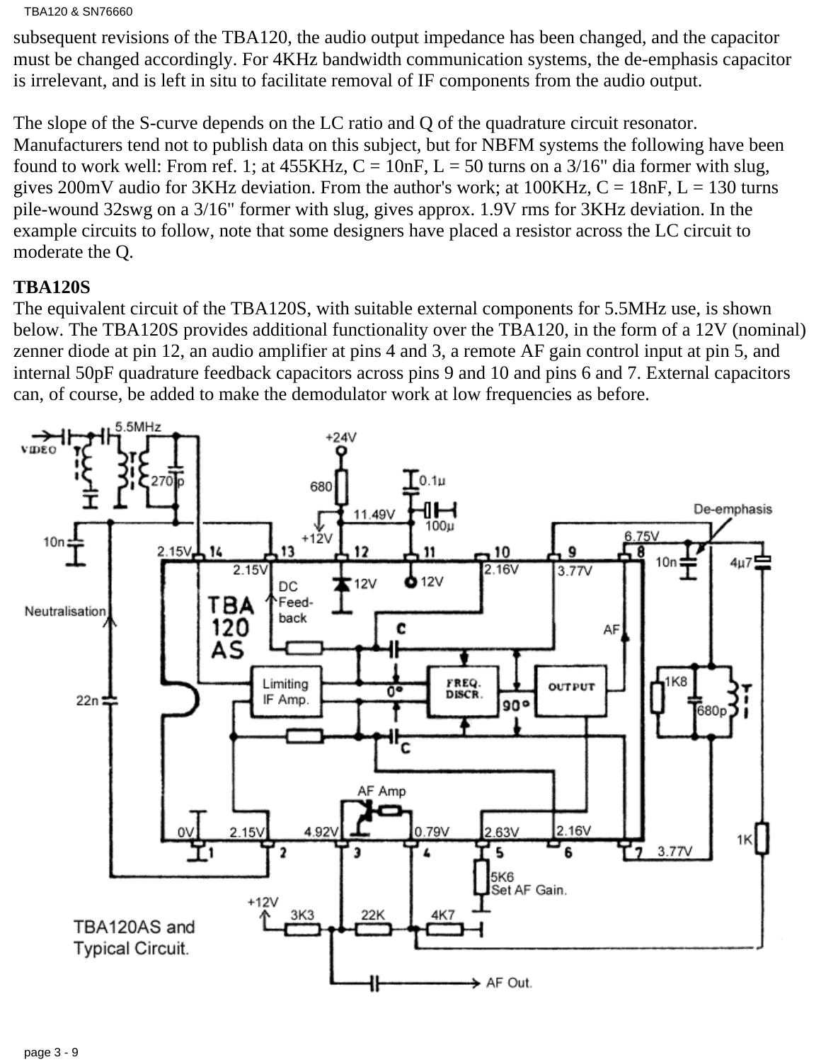subsequent revisions of the TBA120, the audio output impedance has been changed, and the capacitor must be changed accordingly. For 4KHz bandwidth communication systems, the de-emphasis capacitor is irrelevant, and is left in situ to facilitate removal of IF components from the audio output.

The slope of the S-curve depends on the LC ratio and Q of the quadrature circuit resonator. Manufacturers tend not to publish data on this subject, but for NBFM systems the following have been found to work well: From ref. 1; at 455KHz, C = 10nF, L = 50 turns on a 3/16" dia former with slug, gives 200mV audio for 3KHz deviation. From the author's work; at 100KHz, C = 18nF, L = 130 turns pile-wound 32swg on a 3/16" former with slug, gives approx. 1.9V rms for 3KHz deviation. In the example circuits to follow, note that some designers have placed a resistor across the LC circuit to moderate the Q.

**TBA120S**

The equivalent circuit of the TBA120S, with suitable external components for 5.5MHz use, is shown below. The TBA120S provides additional functionality over the TBA120, in the form of a 12V (nominal) zenner diode at pin 12, an audio amplifier at pins 4 and 3, a remote AF gain control input at pin 5, and internal 50pF quadrature feedback capacitors across pins 9 and 10 and pins 6 and 7. External capacitors can, of course, be added to make the demodulator work at low frequencies as before.

TBA120AS and Typical Circuit.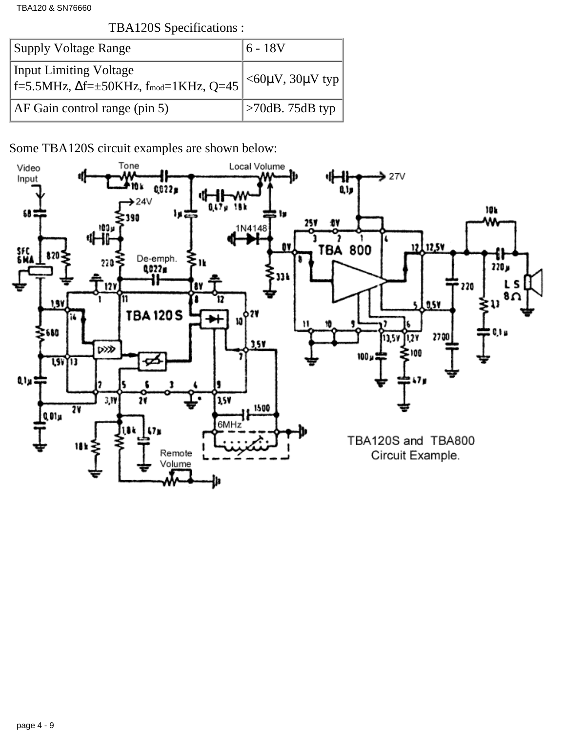TBA120S Specifications :

| Supply Voltage Range | 6 - 18V |
|---|---|
| Input Limiting Voltage<br>f=5.5MHz, Δf=±50KHz, $f_{mod}$=1KHz, Q=45 | <60μV, 30μV typ |
| AF Gain control range (pin 5) | >70dB. 75dB typ |

Some TBA120S circuit examples are shown below:

TBA120S and TBA800 Circuit Example.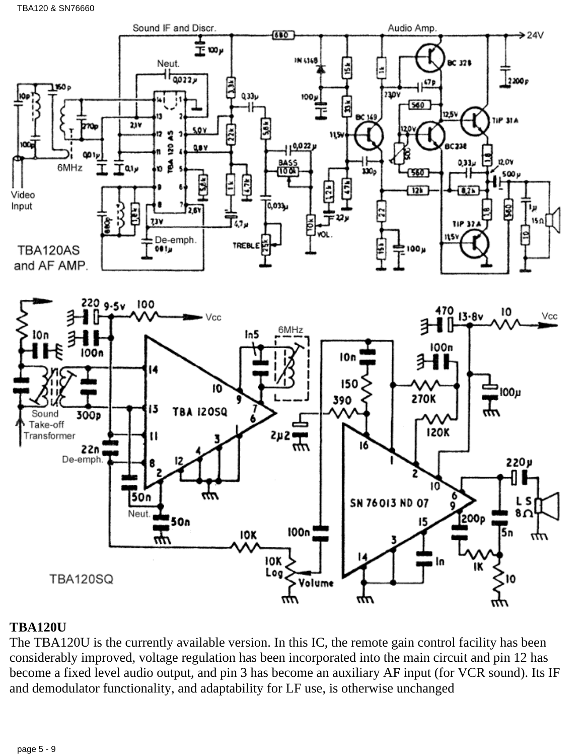**TBA120U**

The TBA120U is the currently available version. In this IC, the remote gain control facility has been considerably improved, voltage regulation has been incorporated into the main circuit and pin 12 has become a fixed level audio output, and pin 3 has become an auxiliary AF input (for VCR sound). Its IF and demodulator functionality, and adaptability for LF use, is otherwise unchanged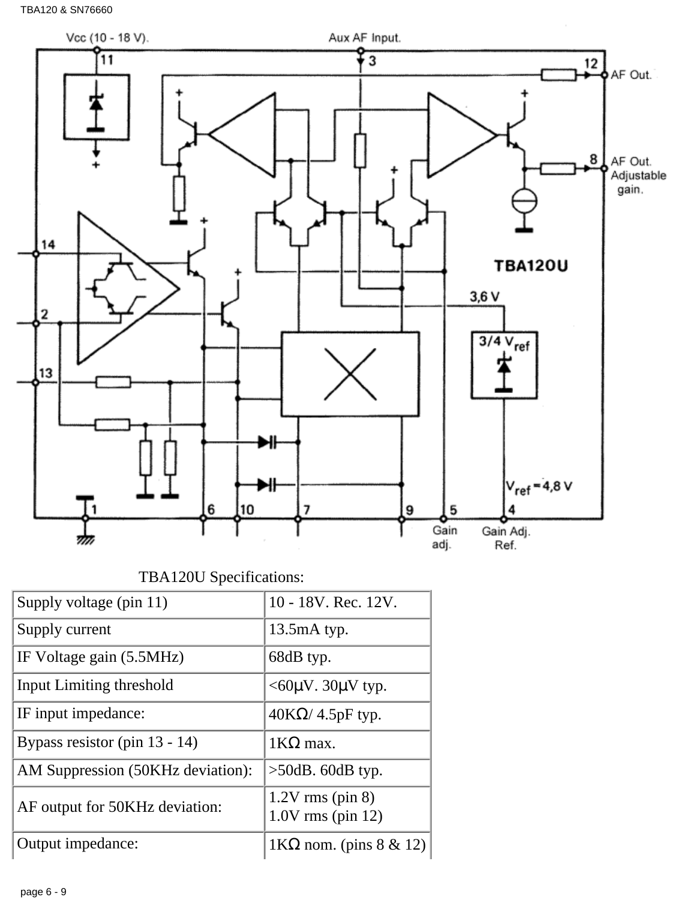Vcc (10 - 18 V).

Aux AF Input.

AF Out.

AF Out. Adjustable gain.

TBA120U

3,6 V

3/4 $V_{ref}$

$V_{ref}$ = 4,8 V

Gain adj.

Gain Adj. Ref.

TBA120U Specifications:

| Supply voltage (pin 11) | 10 - 18V. Rec. 12V. |
|---|---|
| Supply current | 13.5mA typ. |
| IF Voltage gain (5.5MHz) | 68dB typ. |
| Input Limiting threshold | <60μV. 30μV typ. |
| IF input impedance: | 40KΩ/ 4.5pF typ. |
| Bypass resistor (pin 13 - 14) | 1KΩ max. |
| AM Suppression (50KHz deviation): | >50dB. 60dB typ. |
| AF output for 50KHz deviation: | 1.2V rms (pin 8)<br>1.0V rms (pin 12) |
| Output impedance: | 1KΩ nom. (pins 8 & 12) |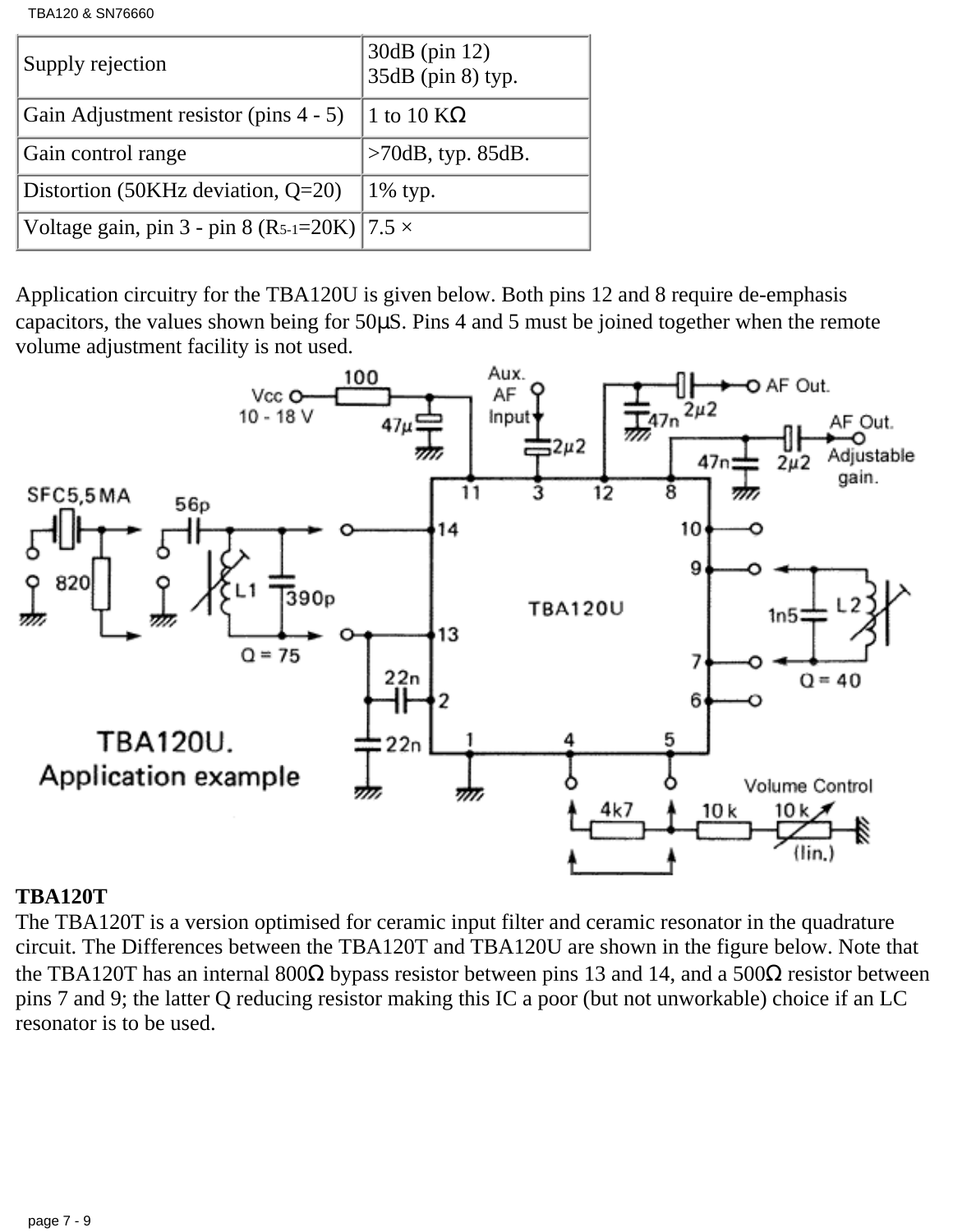| Supply rejection | 30dB (pin 12)<br>35dB (pin 8) typ. |
|---|---|
| Gain Adjustment resistor (pins 4 - 5) | 1 to 10 KΩ |
| Gain control range | >70dB, typ. 85dB. |
| Distortion (50KHz deviation, Q=20) | 1% typ. |
| Voltage gain, pin 3 - pin 8 ($R_{5-1}$=20K) | 7.5 × |

Application circuitry for the TBA120U is given below. Both pins 12 and 8 require de-emphasis capacitors, the values shown being for 50μS. Pins 4 and 5 must be joined together when the remote volume adjustment facility is not used.

TBA120U. Application example

**TBA120T**
The TBA120T is a version optimised for ceramic input filter and ceramic resonator in the quadrature circuit. The Differences between the TBA120T and TBA120U are shown in the figure below. Note that the TBA120T has an internal 800Ω bypass resistor between pins 13 and 14, and a 500Ω resistor between pins 7 and 9; the latter Q reducing resistor making this IC a poor (but not unworkable) choice if an LC resonator is to be used.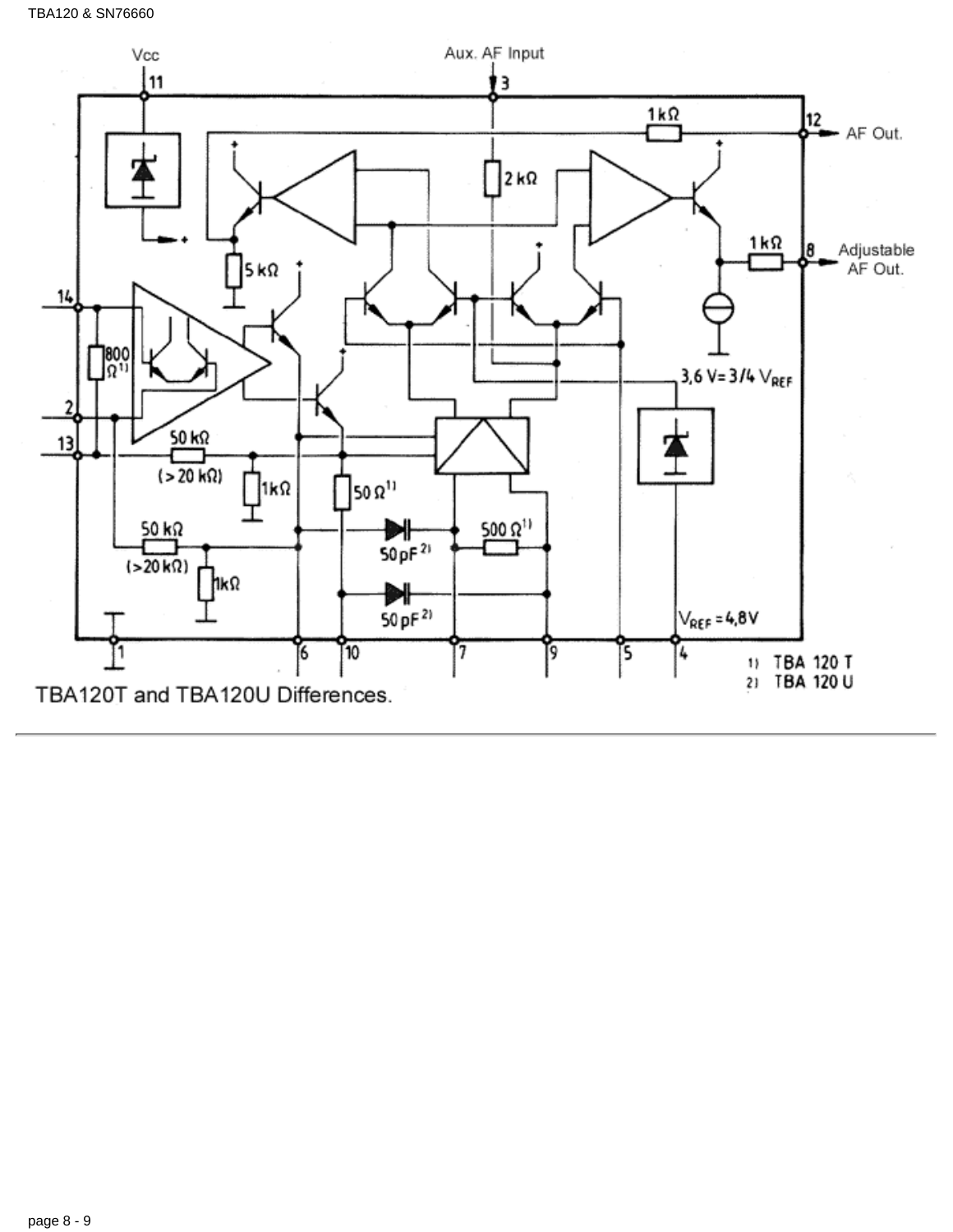TBA120T and TBA120U Differences.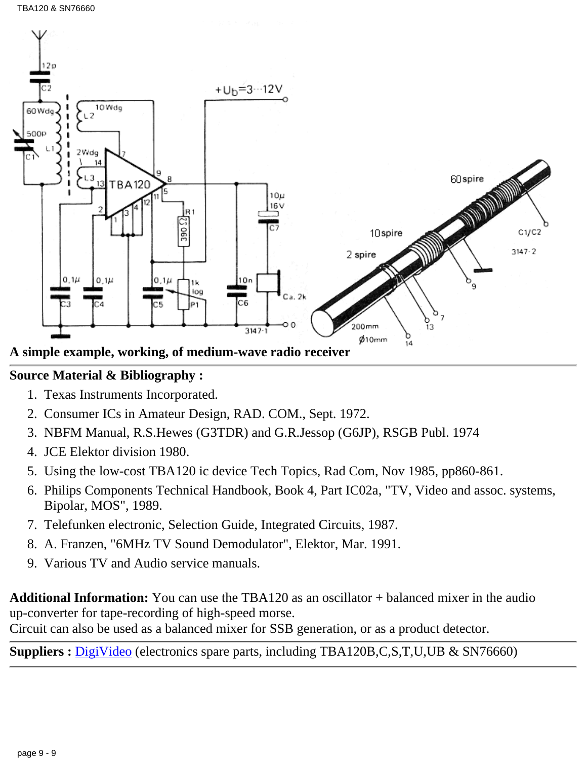**A simple example, working, of medium-wave radio receiver**

---

**Source Material & Bibliography :**

1. Texas Instruments Incorporated.
2. Consumer ICs in Amateur Design, RAD. COM., Sept. 1972.
3. NBFM Manual, R.S.Hewes (G3TDR) and G.R.Jessop (G6JP), RSGB Publ. 1974
4. JCE Elektor division 1980.
5. Using the low-cost TBA120 ic device Tech Topics, Rad Com, Nov 1985, pp860-861.
6. Philips Components Technical Handbook, Book 4, Part IC02a, "TV, Video and assoc. systems, Bipolar, MOS", 1989.
7. Telefunken electronic, Selection Guide, Integrated Circuits, 1987.
8. A. Franzen, "6MHz TV Sound Demodulator", Elektor, Mar. 1991.
9. Various TV and Audio service manuals.

**Additional Information:** You can use the TBA120 as an oscillator + balanced mixer in the audio up-converter for tape-recording of high-speed morse.
Circuit can also be used as a balanced mixer for SSB generation, or as a product detector.

---

**Suppliers :** DigiVideo (electronics spare parts, including TBA120B,C,S,T,U,UB & SN76660)

---